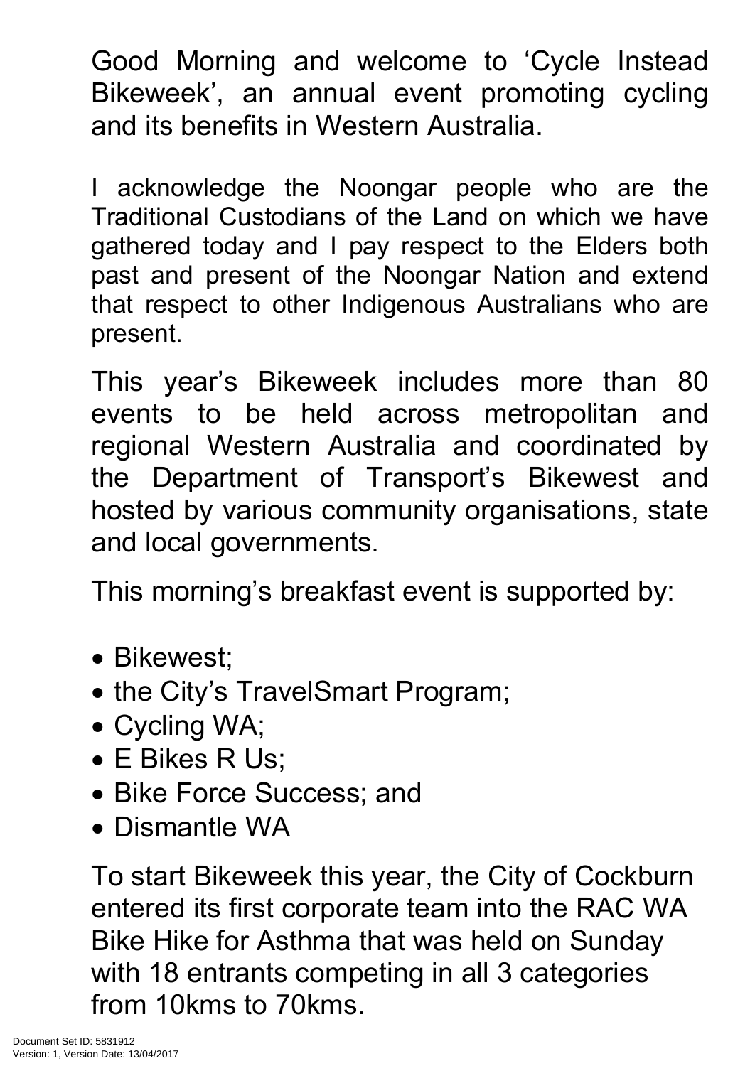Good Morning and welcome to 'Cycle Instead Bikeweek', an annual event promoting cycling and its benefits in Western Australia.

I acknowledge the Noongar people who are the Traditional Custodians of the Land on which we have gathered today and I pay respect to the Elders both past and present of the Noongar Nation and extend that respect to other Indigenous Australians who are present.

This year's Bikeweek includes more than 80 events to be held across metropolitan and regional Western Australia and coordinated by the Department of Transport's Bikewest and hosted by various community organisations, state and local governments.

This morning's breakfast event is supported by:

- Bikewest;
- the City's TravelSmart Program;
- Cycling WA;
- E Bikes R Us;
- Bike Force Success; and
- Dismantle WA

To start Bikeweek this year, the City of Cockburn entered its first corporate team into the RAC WA Bike Hike for Asthma that was held on Sunday with 18 entrants competing in all 3 categories from 10kms to 70kms.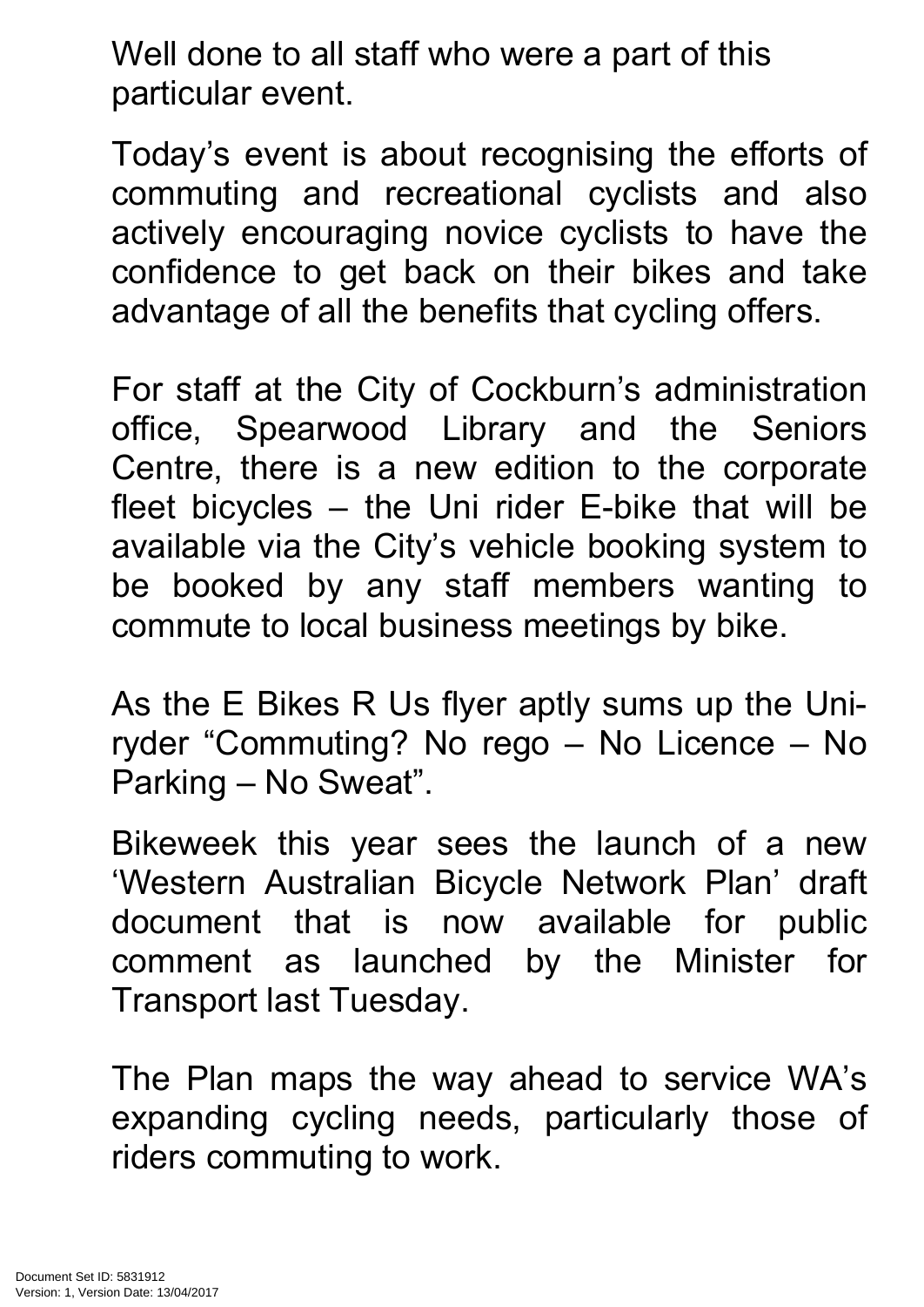Well done to all staff who were a part of this particular event.

Today's event is about recognising the efforts of commuting and recreational cyclists and also actively encouraging novice cyclists to have the confidence to get back on their bikes and take advantage of all the benefits that cycling offers.

For staff at the City of Cockburn's administration office, Spearwood Library and the Seniors Centre, there is a new edition to the corporate fleet bicycles – the Uni rider E-bike that will be available via the City's vehicle booking system to be booked by any staff members wanting to commute to local business meetings by bike.

As the E Bikes R Us flyer aptly sums up the Uni-ryder "Commuting? No rego – No Licence – No Parking – No Sweat".

Bikeweek this year sees the launch of a new 'Western Australian Bicycle Network Plan' draft document that is now available for public comment as launched by the Minister for Transport last Tuesday.

The Plan maps the way ahead to service WA's expanding cycling needs, particularly those of riders commuting to work.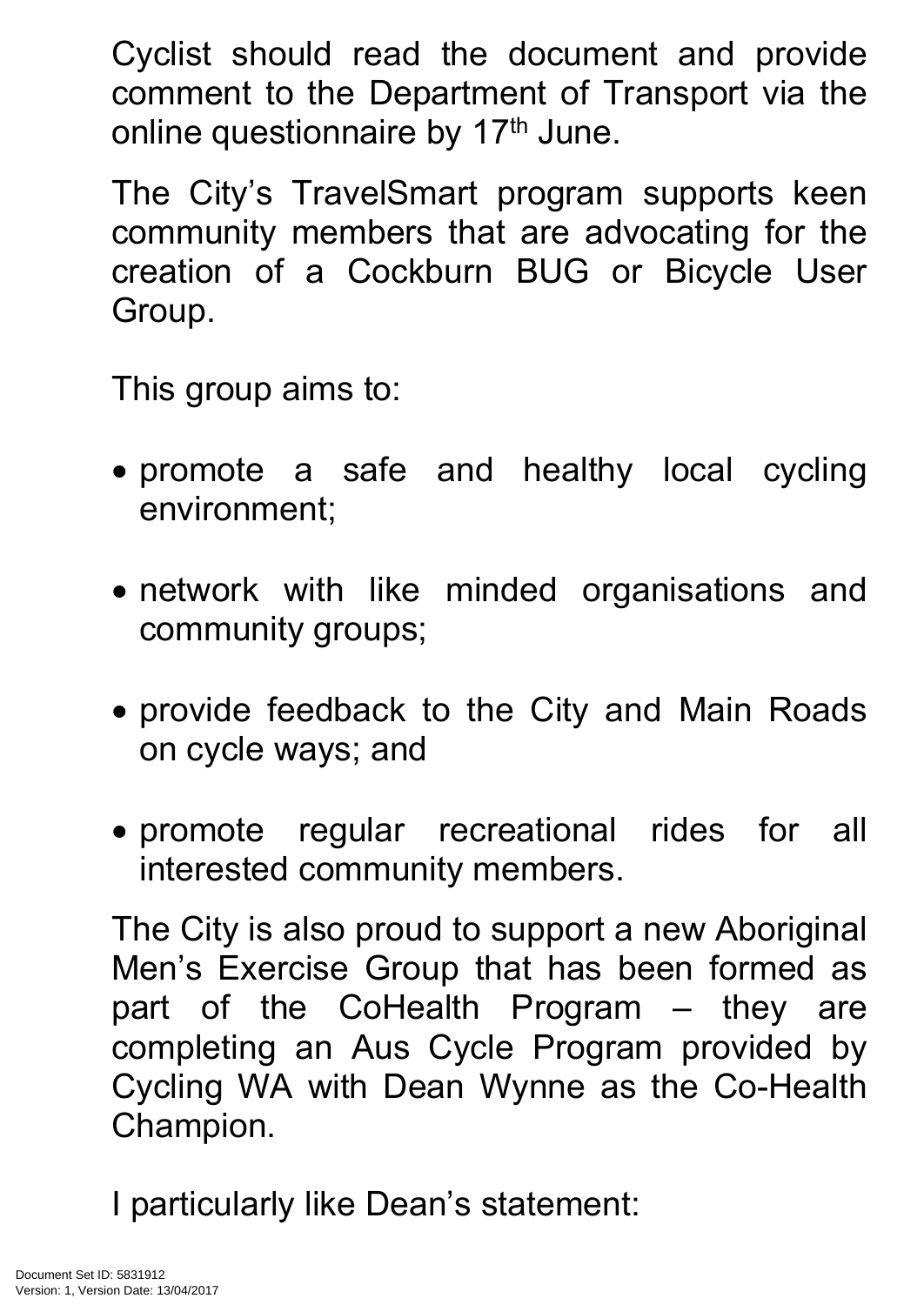Cyclist should read the document and provide comment to the Department of Transport via the online questionnaire by 17th June.

The City's TravelSmart program supports keen community members that are advocating for the creation of a Cockburn BUG or Bicycle User Group.

This group aims to:

- promote a safe and healthy local cycling environment;
- network with like minded organisations and community groups;
- provide feedback to the City and Main Roads on cycle ways; and
- promote regular recreational rides for all interested community members.

The City is also proud to support a new Aboriginal Men's Exercise Group that has been formed as part of the CoHealth Program – they are completing an Aus Cycle Program provided by Cycling WA with Dean Wynne as the Co-Health Champion.

I particularly like Dean's statement: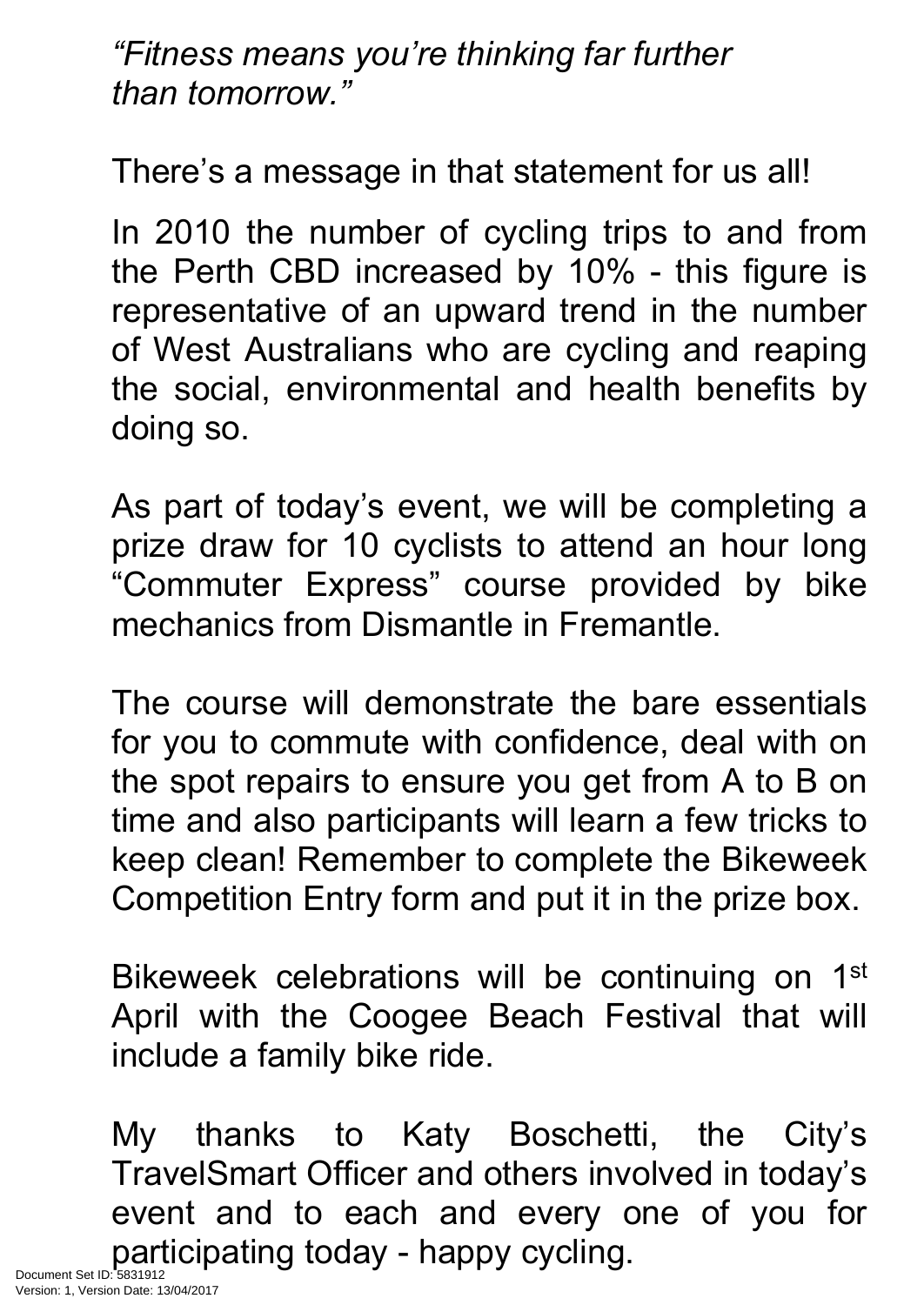*"Fitness means you're thinking far further than tomorrow."*

There's a message in that statement for us all!

In 2010 the number of cycling trips to and from the Perth CBD increased by 10% - this figure is representative of an upward trend in the number of West Australians who are cycling and reaping the social, environmental and health benefits by doing so.

As part of today's event, we will be completing a prize draw for 10 cyclists to attend an hour long "Commuter Express" course provided by bike mechanics from Dismantle in Fremantle.

The course will demonstrate the bare essentials for you to commute with confidence, deal with on the spot repairs to ensure you get from A to B on time and also participants will learn a few tricks to keep clean! Remember to complete the Bikeweek Competition Entry form and put it in the prize box.

Bikeweek celebrations will be continuing on 1st April with the Coogee Beach Festival that will include a family bike ride.

My thanks to Katy Boschetti, the City's TravelSmart Officer and others involved in today's event and to each and every one of you for participating today - happy cycling.